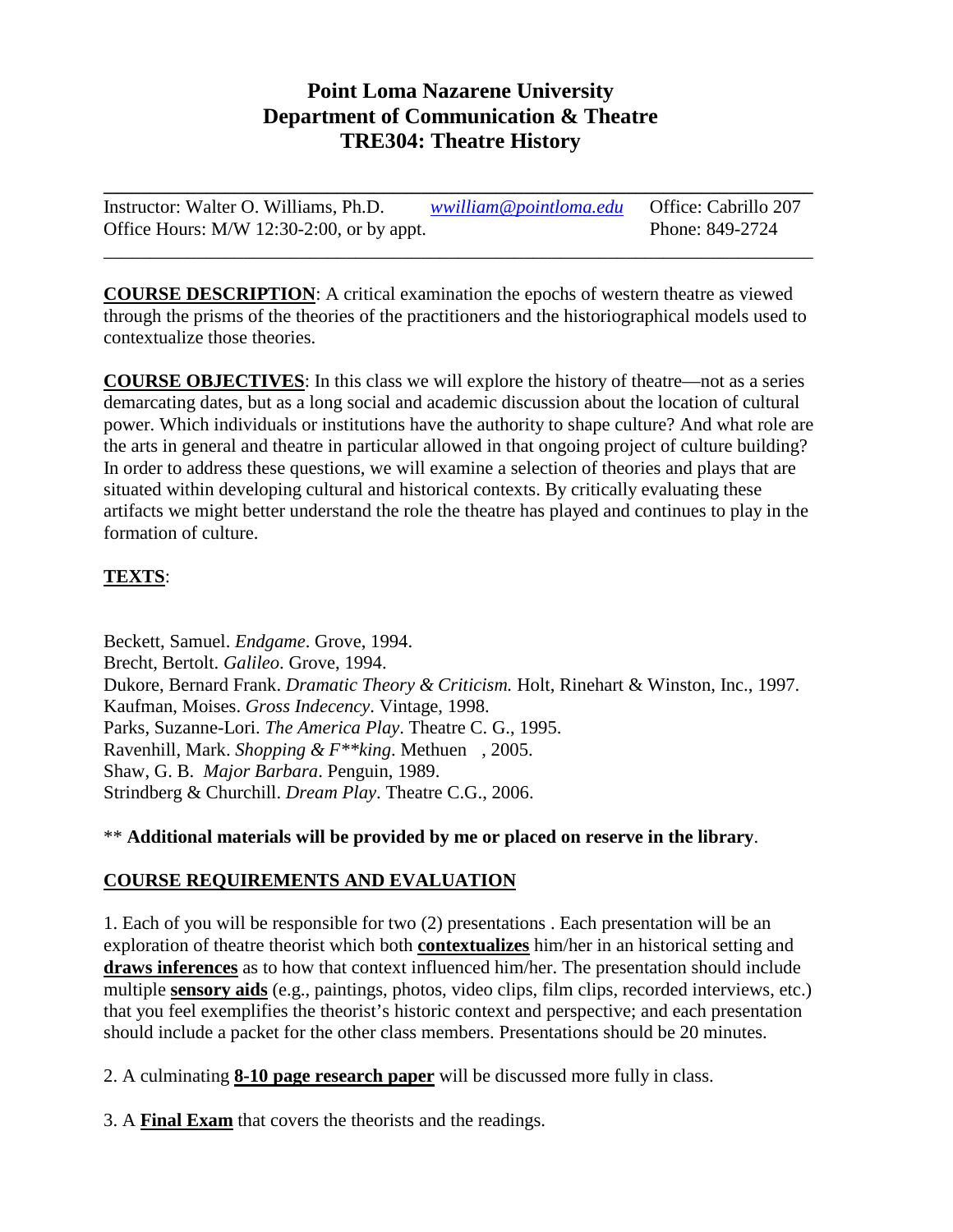# Point Loma Nazarene University
# Department of Communication & Theatre
# TRE304: Theatre History

---

Instructor: Walter O. Williams, Ph.D. *wwilliam@pointloma.edu* Office: Cabrillo 207
Office Hours: M/W 12:30-2:00, or by appt. Phone: 849-2724

---

**COURSE DESCRIPTION**: A critical examination the epochs of western theatre as viewed through the prisms of the theories of the practitioners and the historiographical models used to contextualize those theories.

**COURSE OBJECTIVES**: In this class we will explore the history of theatre—not as a series demarcating dates, but as a long social and academic discussion about the location of cultural power. Which individuals or institutions have the authority to shape culture? And what role are the arts in general and theatre in particular allowed in that ongoing project of culture building? In order to address these questions, we will examine a selection of theories and plays that are situated within developing cultural and historical contexts. By critically evaluating these artifacts we might better understand the role the theatre has played and continues to play in the formation of culture.

**TEXTS**:

Beckett, Samuel. *Endgame*. Grove, 1994.
Brecht, Bertolt. *Galileo*. Grove, 1994.
Dukore, Bernard Frank. *Dramatic Theory & Criticism.* Holt, Rinehart & Winston, Inc., 1997.
Kaufman, Moises. *Gross Indecency*. Vintage, 1998.
Parks, Suzanne-Lori. *The America Play*. Theatre C. G., 1995.
Ravenhill, Mark. *Shopping & F**king*. Methuen , 2005.
Shaw, G. B. *Major Barbara*. Penguin, 1989.
Strindberg & Churchill. *Dream Play*. Theatre C.G., 2006.

** **Additional materials will be provided by me or placed on reserve in the library**.

**COURSE REQUIREMENTS AND EVALUATION**

1. Each of you will be responsible for two (2) presentations . Each presentation will be an exploration of theatre theorist which both **contextualizes** him/her in an historical setting and **draws inferences** as to how that context influenced him/her. The presentation should include multiple **sensory aids** (e.g., paintings, photos, video clips, film clips, recorded interviews, etc.) that you feel exemplifies the theorist's historic context and perspective; and each presentation should include a packet for the other class members. Presentations should be 20 minutes.

2. A culminating **8-10 page research paper** will be discussed more fully in class.

3. A **Final Exam** that covers the theorists and the readings.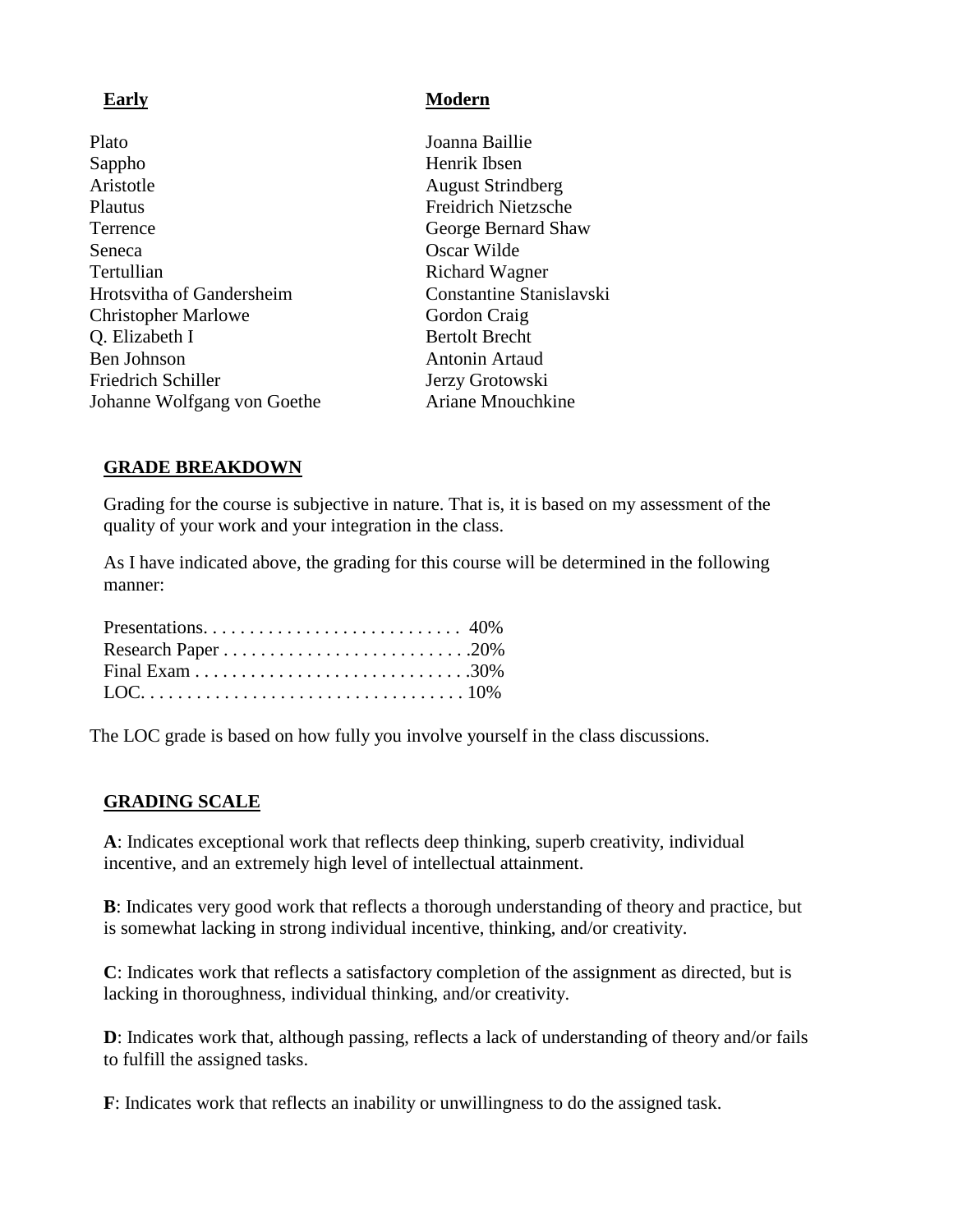| **Early** | **Modern** |
| --- | --- |
| Plato | Joanna Baillie |
| Sappho | Henrik Ibsen |
| Aristotle | August Strindberg |
| Plautus | Freidrich Nietzsche |
| Terrence | George Bernard Shaw |
| Seneca | Oscar Wilde |
| Tertullian | Richard Wagner |
| Hrotsvitha of Gandersheim | Constantine Stanislavski |
| Christopher Marlowe | Gordon Craig |
| Q. Elizabeth I | Bertolt Brecht |
| Ben Johnson | Antonin Artaud |
| Friedrich Schiller | Jerzy Grotowski |
| Johanne Wolfgang von Goethe | Ariane Mnouchkine |

## GRADE BREAKDOWN

Grading for the course is subjective in nature. That is, it is based on my assessment of the quality of your work and your integration in the class.

As I have indicated above, the grading for this course will be determined in the following manner:

Presentations. . . . . . . . . . . . . . . . . . . . . . . . . . . . 40%
Research Paper . . . . . . . . . . . . . . . . . . . . . . . . . . .20%
Final Exam . . . . . . . . . . . . . . . . . . . . . . . . . . . . . .30%
LOC. . . . . . . . . . . . . . . . . . . . . . . . . . . . . . . . . . . 10%

The LOC grade is based on how fully you involve yourself in the class discussions.

## GRADING SCALE

**A**: Indicates exceptional work that reflects deep thinking, superb creativity, individual incentive, and an extremely high level of intellectual attainment.

**B**: Indicates very good work that reflects a thorough understanding of theory and practice, but is somewhat lacking in strong individual incentive, thinking, and/or creativity.

**C**: Indicates work that reflects a satisfactory completion of the assignment as directed, but is lacking in thoroughness, individual thinking, and/or creativity.

**D**: Indicates work that, although passing, reflects a lack of understanding of theory and/or fails to fulfill the assigned tasks.

**F**: Indicates work that reflects an inability or unwillingness to do the assigned task.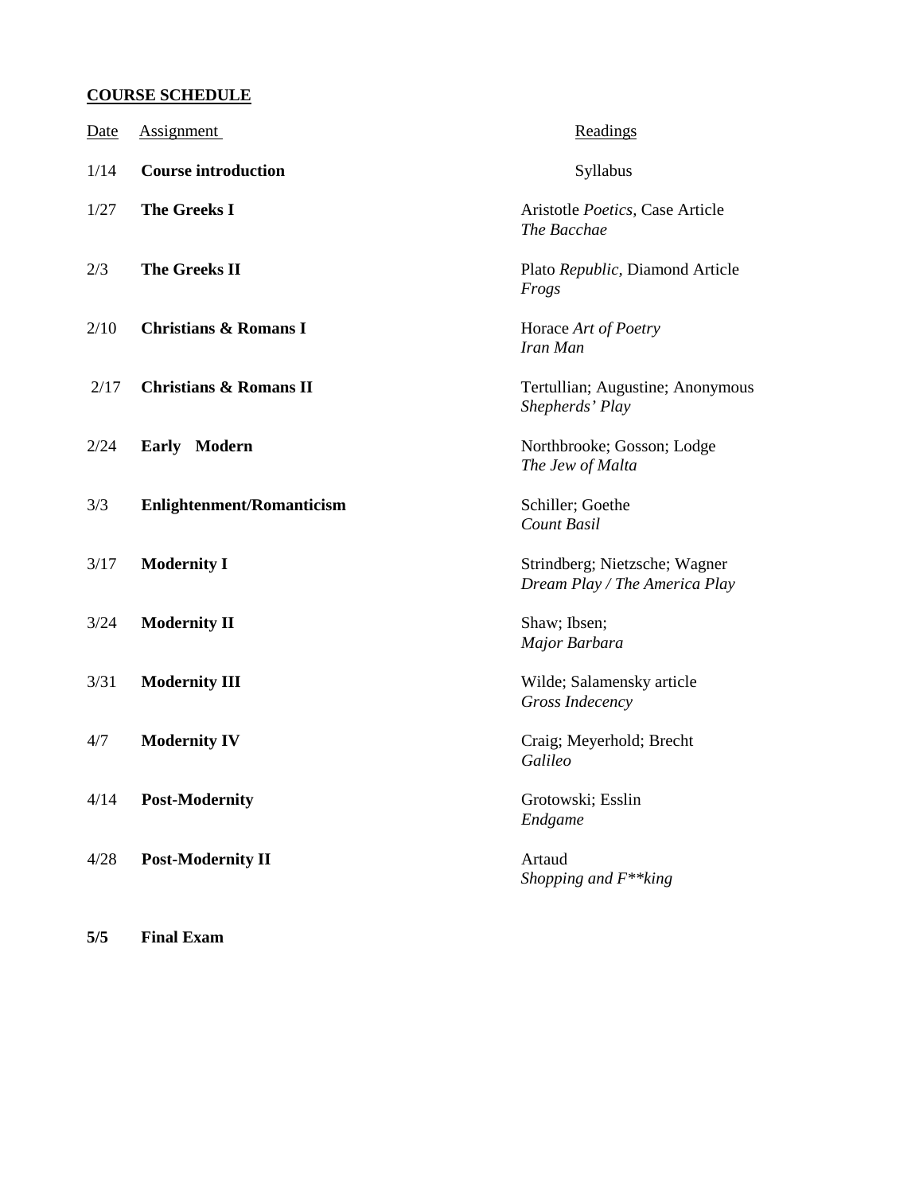**COURSE SCHEDULE**

| Date | Assignment | Readings |
|---|---|---|
| 1/14 | **Course introduction** | Syllabus |
| 1/27 | **The Greeks I** | Aristotle *Poetics,* Case Article<br>*The Bacchae* |
| 2/3 | **The Greeks II** | Plato *Republic,* Diamond Article<br>*Frogs* |
| 2/10 | **Christians & Romans I** | Horace *Art of Poetry*<br>*Iran Man* |
| 2/17 | **Christians & Romans II** | Tertullian; Augustine; Anonymous<br>*Shepherds' Play* |
| 2/24 | **Early Modern** | Northbrooke; Gosson; Lodge<br>*The Jew of Malta* |
| 3/3 | **Enlightenment/Romanticism** | Schiller; Goethe<br>*Count Basil* |
| 3/17 | **Modernity I** | Strindberg; Nietzsche; Wagner<br>*Dream Play / The America Play* |
| 3/24 | **Modernity II** | Shaw; Ibsen;<br>*Major Barbara* |
| 3/31 | **Modernity III** | Wilde; Salamensky article<br>*Gross Indecency* |
| 4/7 | **Modernity IV** | Craig; Meyerhold; Brecht<br>*Galileo* |
| 4/14 | **Post-Modernity** | Grotowski; Esslin<br>*Endgame* |
| 4/28 | **Post-Modernity II** | Artaud<br>*Shopping and F**king* |
| **5/5** | **Final Exam** | |